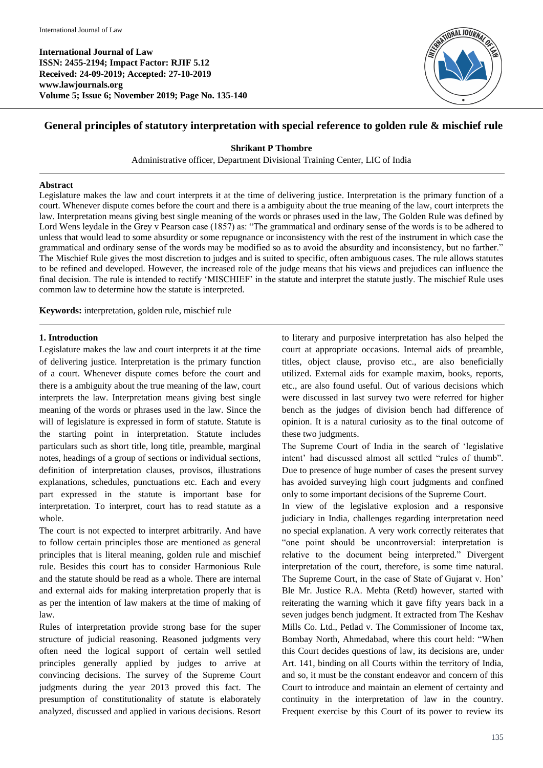International Journal of Law
ISSN: 2455-2194; Impact Factor: RJIF 5.12
Received: 24-09-2019; Accepted: 27-10-2019
www.lawjournals.org
Volume 5; Issue 6; November 2019; Page No. 135-140

# General principles of statutory interpretation with special reference to golden rule & mischief rule

**Shrikant P Thombre**

Administrative officer, Department Divisional Training Center, LIC of India

## Abstract

Legislature makes the law and court interprets it at the time of delivering justice. Interpretation is the primary function of a court. Whenever dispute comes before the court and there is a ambiguity about the true meaning of the law, court interprets the law. Interpretation means giving best single meaning of the words or phrases used in the law, The Golden Rule was defined by Lord Wens leydale in the Grey v Pearson case (1857) as: "The grammatical and ordinary sense of the words is to be adhered to unless that would lead to some absurdity or some repugnance or inconsistency with the rest of the instrument in which case the grammatical and ordinary sense of the words may be modified so as to avoid the absurdity and inconsistency, but no farther." The Mischief Rule gives the most discretion to judges and is suited to specific, often ambiguous cases. The rule allows statutes to be refined and developed. However, the increased role of the judge means that his views and prejudices can influence the final decision. The rule is intended to rectify 'MISCHIEF' in the statute and interpret the statute justly. The mischief Rule uses common law to determine how the statute is interpreted.

**Keywords:** interpretation, golden rule, mischief rule

## 1. Introduction

Legislature makes the law and court interprets it at the time of delivering justice. Interpretation is the primary function of a court. Whenever dispute comes before the court and there is a ambiguity about the true meaning of the law, court interprets the law. Interpretation means giving best single meaning of the words or phrases used in the law. Since the will of legislature is expressed in form of statute. Statute is the starting point in interpretation. Statute includes particulars such as short title, long title, preamble, marginal notes, headings of a group of sections or individual sections, definition of interpretation clauses, provisos, illustrations explanations, schedules, punctuations etc. Each and every part expressed in the statute is important base for interpretation. To interpret, court has to read statute as a whole.

The court is not expected to interpret arbitrarily. And have to follow certain principles those are mentioned as general principles that is literal meaning, golden rule and mischief rule. Besides this court has to consider Harmonious Rule and the statute should be read as a whole. There are internal and external aids for making interpretation properly that is as per the intention of law makers at the time of making of law.

Rules of interpretation provide strong base for the super structure of judicial reasoning. Reasoned judgments very often need the logical support of certain well settled principles generally applied by judges to arrive at convincing decisions. The survey of the Supreme Court judgments during the year 2013 proved this fact. The presumption of constitutionality of statute is elaborately analyzed, discussed and applied in various decisions. Resort to literary and purposive interpretation has also helped the court at appropriate occasions. Internal aids of preamble, titles, object clause, proviso etc., are also beneficially utilized. External aids for example maxim, books, reports, etc., are also found useful. Out of various decisions which were discussed in last survey two were referred for higher bench as the judges of division bench had difference of opinion. It is a natural curiosity as to the final outcome of these two judgments.

The Supreme Court of India in the search of 'legislative intent' had discussed almost all settled "rules of thumb". Due to presence of huge number of cases the present survey has avoided surveying high court judgments and confined only to some important decisions of the Supreme Court.

In view of the legislative explosion and a responsive judiciary in India, challenges regarding interpretation need no special explanation. A very work correctly reiterates that "one point should be uncontroversial: interpretation is relative to the document being interpreted." Divergent interpretation of the court, therefore, is some time natural. The Supreme Court, in the case of State of Gujarat v. Hon' Ble Mr. Justice R.A. Mehta (Retd) however, started with reiterating the warning which it gave fifty years back in a seven judges bench judgment. It extracted from The Keshav Mills Co. Ltd., Petlad v. The Commissioner of Income tax, Bombay North, Ahmedabad, where this court held: "When this Court decides questions of law, its decisions are, under Art. 141, binding on all Courts within the territory of India, and so, it must be the constant endeavor and concern of this Court to introduce and maintain an element of certainty and continuity in the interpretation of law in the country. Frequent exercise by this Court of its power to review its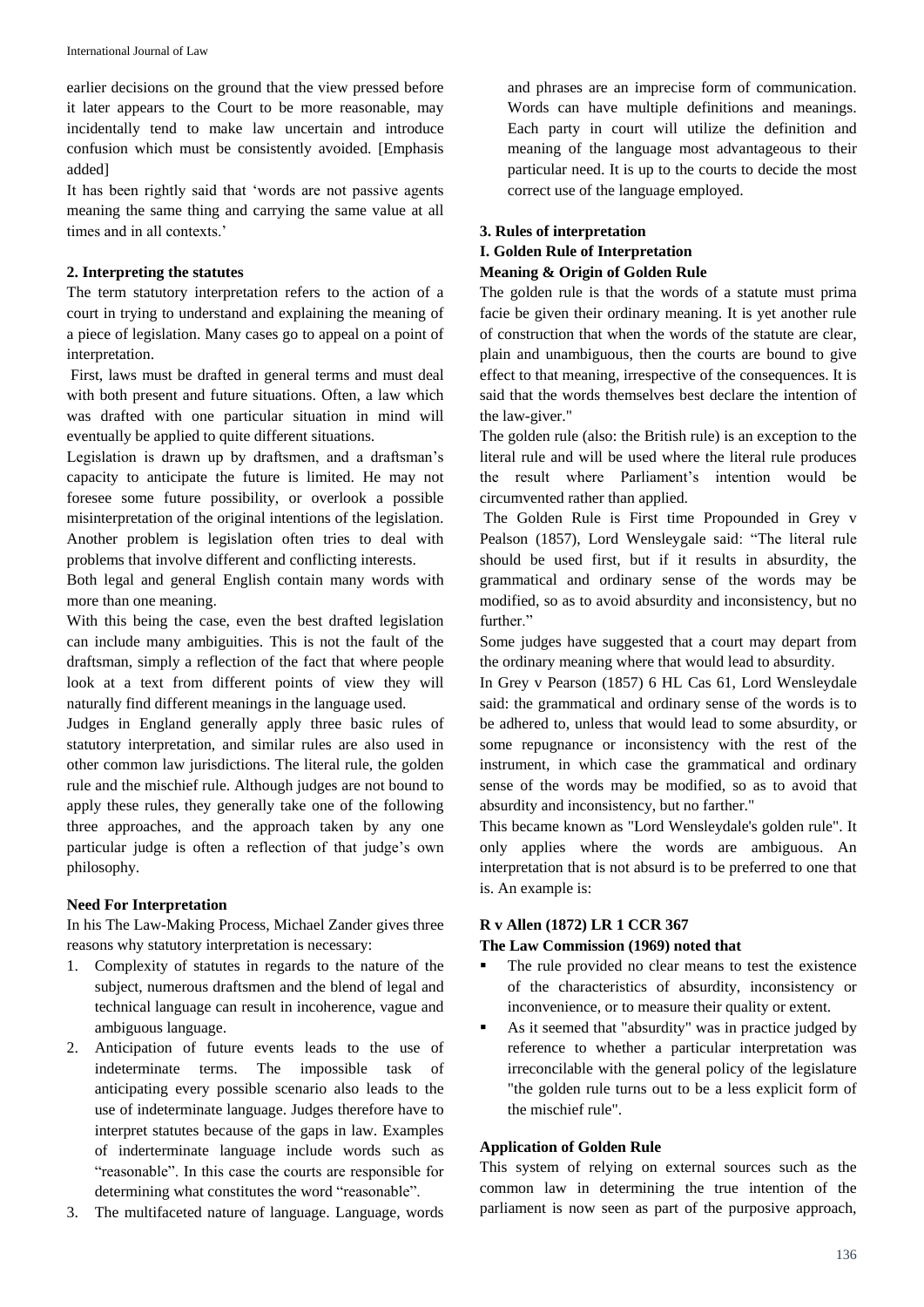earlier decisions on the ground that the view pressed before it later appears to the Court to be more reasonable, may incidentally tend to make law uncertain and introduce confusion which must be consistently avoided. [Emphasis added]

It has been rightly said that 'words are not passive agents meaning the same thing and carrying the same value at all times and in all contexts.'

### 2. Interpreting the statutes

The term statutory interpretation refers to the action of a court in trying to understand and explaining the meaning of a piece of legislation. Many cases go to appeal on a point of interpretation.

First, laws must be drafted in general terms and must deal with both present and future situations. Often, a law which was drafted with one particular situation in mind will eventually be applied to quite different situations.

Legislation is drawn up by draftsmen, and a draftsman's capacity to anticipate the future is limited. He may not foresee some future possibility, or overlook a possible misinterpretation of the original intentions of the legislation. Another problem is legislation often tries to deal with problems that involve different and conflicting interests.

Both legal and general English contain many words with more than one meaning.

With this being the case, even the best drafted legislation can include many ambiguities. This is not the fault of the draftsman, simply a reflection of the fact that where people look at a text from different points of view they will naturally find different meanings in the language used.

Judges in England generally apply three basic rules of statutory interpretation, and similar rules are also used in other common law jurisdictions. The literal rule, the golden rule and the mischief rule. Although judges are not bound to apply these rules, they generally take one of the following three approaches, and the approach taken by any one particular judge is often a reflection of that judge's own philosophy.

### Need For Interpretation

In his The Law-Making Process, Michael Zander gives three reasons why statutory interpretation is necessary:

1. Complexity of statutes in regards to the nature of the subject, numerous draftsmen and the blend of legal and technical language can result in incoherence, vague and ambiguous language.
2. Anticipation of future events leads to the use of indeterminate terms. The impossible task of anticipating every possible scenario also leads to the use of indeterminate language. Judges therefore have to interpret statutes because of the gaps in law. Examples of inderterminate language include words such as "reasonable". In this case the courts are responsible for determining what constitutes the word "reasonable".
3. The multifaceted nature of language. Language, words and phrases are an imprecise form of communication. Words can have multiple definitions and meanings. Each party in court will utilize the definition and meaning of the language most advantageous to their particular need. It is up to the courts to decide the most correct use of the language employed.

### 3. Rules of interpretation

### I. Golden Rule of Interpretation

### Meaning & Origin of Golden Rule

The golden rule is that the words of a statute must prima facie be given their ordinary meaning. It is yet another rule of construction that when the words of the statute are clear, plain and unambiguous, then the courts are bound to give effect to that meaning, irrespective of the consequences. It is said that the words themselves best declare the intention of the law-giver."

The golden rule (also: the British rule) is an exception to the literal rule and will be used where the literal rule produces the result where Parliament's intention would be circumvented rather than applied.

The Golden Rule is First time Propounded in Grey v Pealson (1857), Lord Wensleygale said: "The literal rule should be used first, but if it results in absurdity, the grammatical and ordinary sense of the words may be modified, so as to avoid absurdity and inconsistency, but no further."

Some judges have suggested that a court may depart from the ordinary meaning where that would lead to absurdity.

In Grey v Pearson (1857) 6 HL Cas 61, Lord Wensleydale said: the grammatical and ordinary sense of the words is to be adhered to, unless that would lead to some absurdity, or some repugnance or inconsistency with the rest of the instrument, in which case the grammatical and ordinary sense of the words may be modified, so as to avoid that absurdity and inconsistency, but no farther."

This became known as "Lord Wensleydale's golden rule". It only applies where the words are ambiguous. An interpretation that is not absurd is to be preferred to one that is. An example is:

### R v Allen (1872) LR 1 CCR 367

**The Law Commission (1969) noted that**

- The rule provided no clear means to test the existence of the characteristics of absurdity, inconsistency or inconvenience, or to measure their quality or extent.
- As it seemed that "absurdity" was in practice judged by reference to whether a particular interpretation was irreconcilable with the general policy of the legislature "the golden rule turns out to be a less explicit form of the mischief rule".

### Application of Golden Rule

This system of relying on external sources such as the common law in determining the true intention of the parliament is now seen as part of the purposive approach,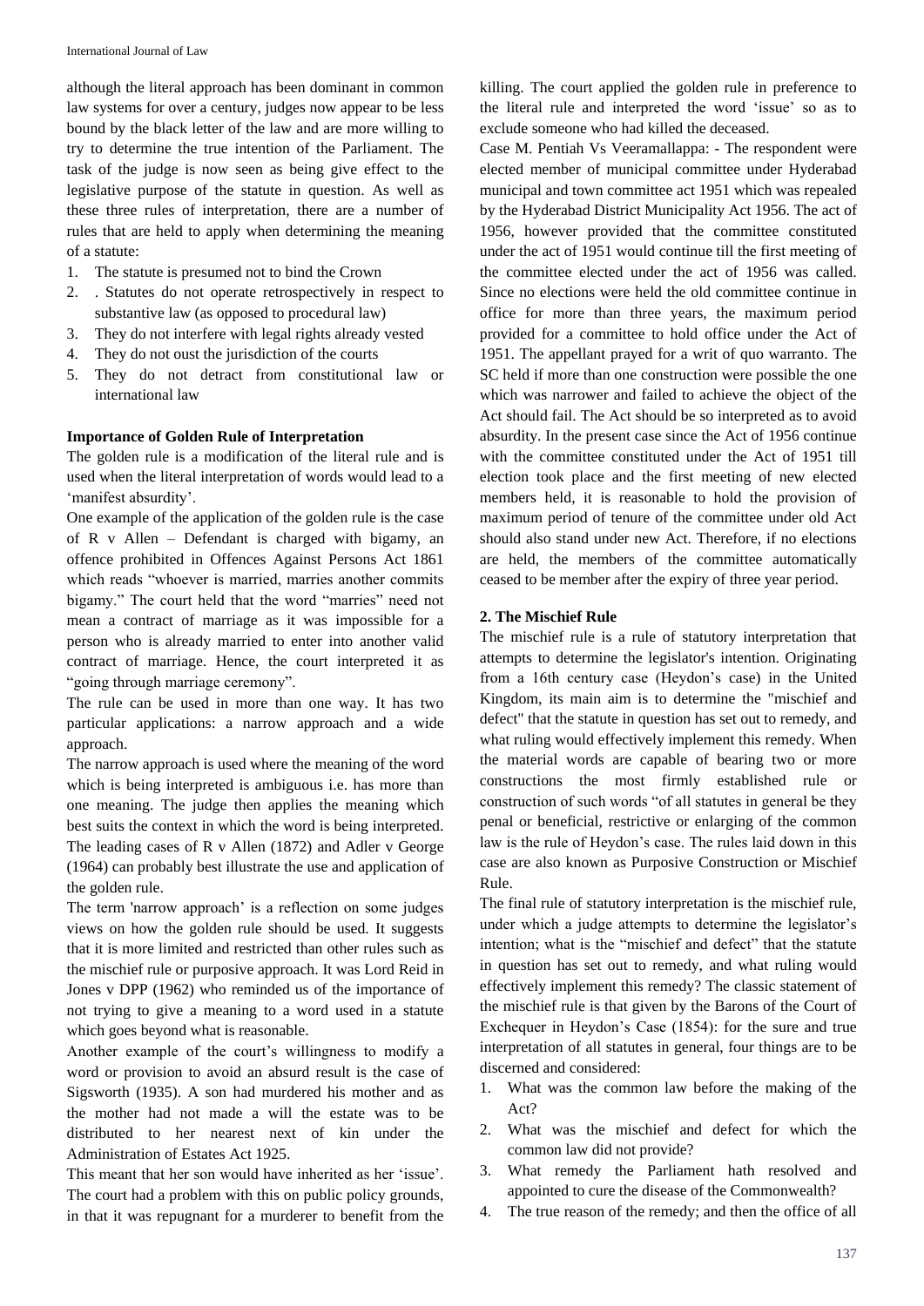although the literal approach has been dominant in common law systems for over a century, judges now appear to be less bound by the black letter of the law and are more willing to try to determine the true intention of the Parliament. The task of the judge is now seen as being give effect to the legislative purpose of the statute in question. As well as these three rules of interpretation, there are a number of rules that are held to apply when determining the meaning of a statute:

1. The statute is presumed not to bind the Crown
2. . Statutes do not operate retrospectively in respect to substantive law (as opposed to procedural law)
3. They do not interfere with legal rights already vested
4. They do not oust the jurisdiction of the courts
5. They do not detract from constitutional law or international law

**Importance of Golden Rule of Interpretation**

The golden rule is a modification of the literal rule and is used when the literal interpretation of words would lead to a 'manifest absurdity'.

One example of the application of the golden rule is the case of R v Allen – Defendant is charged with bigamy, an offence prohibited in Offences Against Persons Act 1861 which reads "whoever is married, marries another commits bigamy." The court held that the word "marries" need not mean a contract of marriage as it was impossible for a person who is already married to enter into another valid contract of marriage. Hence, the court interpreted it as "going through marriage ceremony".

The rule can be used in more than one way. It has two particular applications: a narrow approach and a wide approach.

The narrow approach is used where the meaning of the word which is being interpreted is ambiguous i.e. has more than one meaning. The judge then applies the meaning which best suits the context in which the word is being interpreted. The leading cases of R v Allen (1872) and Adler v George (1964) can probably best illustrate the use and application of the golden rule.

The term 'narrow approach' is a reflection on some judges views on how the golden rule should be used. It suggests that it is more limited and restricted than other rules such as the mischief rule or purposive approach. It was Lord Reid in Jones v DPP (1962) who reminded us of the importance of not trying to give a meaning to a word used in a statute which goes beyond what is reasonable.

Another example of the court's willingness to modify a word or provision to avoid an absurd result is the case of Sigsworth (1935). A son had murdered his mother and as the mother had not made a will the estate was to be distributed to her nearest next of kin under the Administration of Estates Act 1925.

This meant that her son would have inherited as her 'issue'. The court had a problem with this on public policy grounds, in that it was repugnant for a murderer to benefit from the killing. The court applied the golden rule in preference to the literal rule and interpreted the word 'issue' so as to exclude someone who had killed the deceased.

Case M. Pentiah Vs Veeramallappa: - The respondent were elected member of municipal committee under Hyderabad municipal and town committee act 1951 which was repealed by the Hyderabad District Municipality Act 1956. The act of 1956, however provided that the committee constituted under the act of 1951 would continue till the first meeting of the committee elected under the act of 1956 was called. Since no elections were held the old committee continue in office for more than three years, the maximum period provided for a committee to hold office under the Act of 1951. The appellant prayed for a writ of quo warranto. The SC held if more than one construction were possible the one which was narrower and failed to achieve the object of the Act should fail. The Act should be so interpreted as to avoid absurdity. In the present case since the Act of 1956 continue with the committee constituted under the Act of 1951 till election took place and the first meeting of new elected members held, it is reasonable to hold the provision of maximum period of tenure of the committee under old Act should also stand under new Act. Therefore, if no elections are held, the members of the committee automatically ceased to be member after the expiry of three year period.

**2. The Mischief Rule**

The mischief rule is a rule of statutory interpretation that attempts to determine the legislator's intention. Originating from a 16th century case (Heydon's case) in the United Kingdom, its main aim is to determine the "mischief and defect" that the statute in question has set out to remedy, and what ruling would effectively implement this remedy. When the material words are capable of bearing two or more constructions the most firmly established rule or construction of such words "of all statutes in general be they penal or beneficial, restrictive or enlarging of the common law is the rule of Heydon's case. The rules laid down in this case are also known as Purposive Construction or Mischief Rule.

The final rule of statutory interpretation is the mischief rule, under which a judge attempts to determine the legislator's intention; what is the "mischief and defect" that the statute in question has set out to remedy, and what ruling would effectively implement this remedy? The classic statement of the mischief rule is that given by the Barons of the Court of Exchequer in Heydon's Case (1854): for the sure and true interpretation of all statutes in general, four things are to be discerned and considered:

1. What was the common law before the making of the Act?
2. What was the mischief and defect for which the common law did not provide?
3. What remedy the Parliament hath resolved and appointed to cure the disease of the Commonwealth?
4. The true reason of the remedy; and then the office of all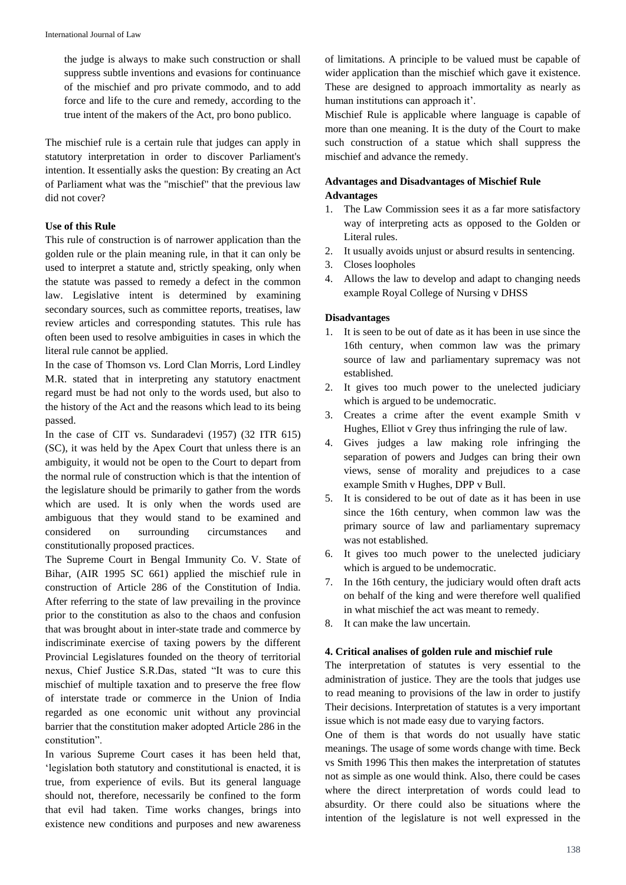the judge is always to make such construction or shall suppress subtle inventions and evasions for continuance of the mischief and pro private commodo, and to add force and life to the cure and remedy, according to the true intent of the makers of the Act, pro bono publico.

The mischief rule is a certain rule that judges can apply in statutory interpretation in order to discover Parliament's intention. It essentially asks the question: By creating an Act of Parliament what was the "mischief" that the previous law did not cover?

**Use of this Rule**

This rule of construction is of narrower application than the golden rule or the plain meaning rule, in that it can only be used to interpret a statute and, strictly speaking, only when the statute was passed to remedy a defect in the common law. Legislative intent is determined by examining secondary sources, such as committee reports, treatises, law review articles and corresponding statutes. This rule has often been used to resolve ambiguities in cases in which the literal rule cannot be applied.

In the case of Thomson vs. Lord Clan Morris, Lord Lindley M.R. stated that in interpreting any statutory enactment regard must be had not only to the words used, but also to the history of the Act and the reasons which lead to its being passed.

In the case of CIT vs. Sundaradevi (1957) (32 ITR 615) (SC), it was held by the Apex Court that unless there is an ambiguity, it would not be open to the Court to depart from the normal rule of construction which is that the intention of the legislature should be primarily to gather from the words which are used. It is only when the words used are ambiguous that they would stand to be examined and considered on surrounding circumstances and constitutionally proposed practices.

The Supreme Court in Bengal Immunity Co. V. State of Bihar, (AIR 1995 SC 661) applied the mischief rule in construction of Article 286 of the Constitution of India. After referring to the state of law prevailing in the province prior to the constitution as also to the chaos and confusion that was brought about in inter-state trade and commerce by indiscriminate exercise of taxing powers by the different Provincial Legislatures founded on the theory of territorial nexus, Chief Justice S.R.Das, stated "It was to cure this mischief of multiple taxation and to preserve the free flow of interstate trade or commerce in the Union of India regarded as one economic unit without any provincial barrier that the constitution maker adopted Article 286 in the constitution".

In various Supreme Court cases it has been held that, 'legislation both statutory and constitutional is enacted, it is true, from experience of evils. But its general language should not, therefore, necessarily be confined to the form that evil had taken. Time works changes, brings into existence new conditions and purposes and new awareness of limitations. A principle to be valued must be capable of wider application than the mischief which gave it existence. These are designed to approach immortality as nearly as human institutions can approach it'.

Mischief Rule is applicable where language is capable of more than one meaning. It is the duty of the Court to make such construction of a statue which shall suppress the mischief and advance the remedy.

**Advantages and Disadvantages of Mischief Rule**

**Advantages**

1. The Law Commission sees it as a far more satisfactory way of interpreting acts as opposed to the Golden or Literal rules.
2. It usually avoids unjust or absurd results in sentencing.
3. Closes loopholes
4. Allows the law to develop and adapt to changing needs example Royal College of Nursing v DHSS

**Disadvantages**

1. It is seen to be out of date as it has been in use since the 16th century, when common law was the primary source of law and parliamentary supremacy was not established.
2. It gives too much power to the unelected judiciary which is argued to be undemocratic.
3. Creates a crime after the event example Smith v Hughes, Elliot v Grey thus infringing the rule of law.
4. Gives judges a law making role infringing the separation of powers and Judges can bring their own views, sense of morality and prejudices to a case example Smith v Hughes, DPP v Bull.
5. It is considered to be out of date as it has been in use since the 16th century, when common law was the primary source of law and parliamentary supremacy was not established.
6. It gives too much power to the unelected judiciary which is argued to be undemocratic.
7. In the 16th century, the judiciary would often draft acts on behalf of the king and were therefore well qualified in what mischief the act was meant to remedy.
8. It can make the law uncertain.

## 4. Critical analises of golden rule and mischief rule

The interpretation of statutes is very essential to the administration of justice. They are the tools that judges use to read meaning to provisions of the law in order to justify Their decisions. Interpretation of statutes is a very important issue which is not made easy due to varying factors.

One of them is that words do not usually have static meanings. The usage of some words change with time. Beck vs Smith 1996 This then makes the interpretation of statutes not as simple as one would think. Also, there could be cases where the direct interpretation of words could lead to absurdity. Or there could also be situations where the intention of the legislature is not well expressed in the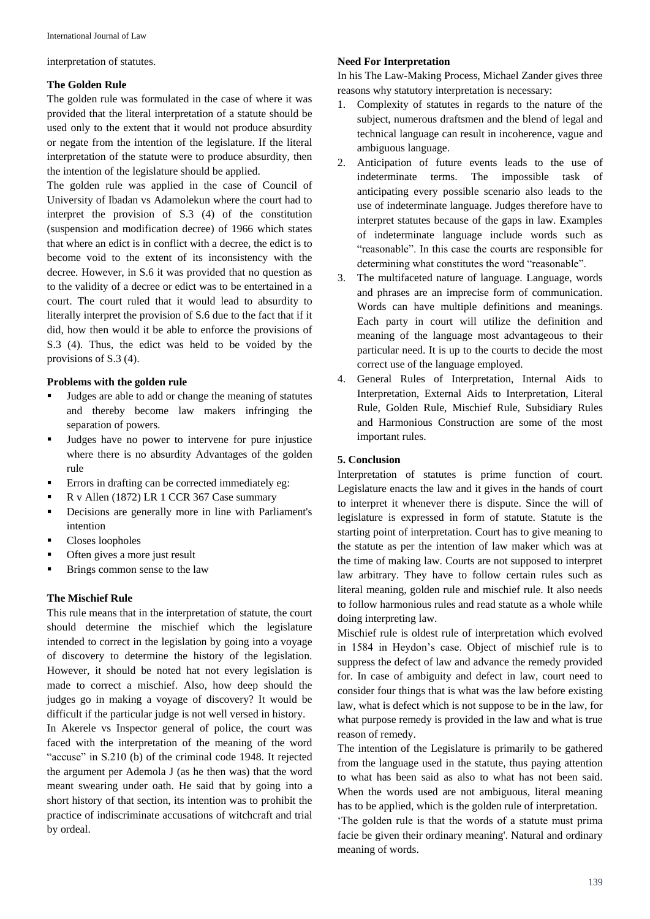interpretation of statutes.

**The Golden Rule**

The golden rule was formulated in the case of where it was provided that the literal interpretation of a statute should be used only to the extent that it would not produce absurdity or negate from the intention of the legislature. If the literal interpretation of the statute were to produce absurdity, then the intention of the legislature should be applied.

The golden rule was applied in the case of Council of University of Ibadan vs Adamolekun where the court had to interpret the provision of S.3 (4) of the constitution (suspension and modification decree) of 1966 which states that where an edict is in conflict with a decree, the edict is to become void to the extent of its inconsistency with the decree. However, in S.6 it was provided that no question as to the validity of a decree or edict was to be entertained in a court. The court ruled that it would lead to absurdity to literally interpret the provision of S.6 due to the fact that if it did, how then would it be able to enforce the provisions of S.3 (4). Thus, the edict was held to be voided by the provisions of S.3 (4).

**Problems with the golden rule**

- Judges are able to add or change the meaning of statutes and thereby become law makers infringing the separation of powers.
- Judges have no power to intervene for pure injustice where there is no absurdity Advantages of the golden rule
- Errors in drafting can be corrected immediately eg:
- R v Allen (1872) LR 1 CCR 367 Case summary
- Decisions are generally more in line with Parliament's intention
- Closes loopholes
- Often gives a more just result
- Brings common sense to the law

**The Mischief Rule**

This rule means that in the interpretation of statute, the court should determine the mischief which the legislature intended to correct in the legislation by going into a voyage of discovery to determine the history of the legislation. However, it should be noted hat not every legislation is made to correct a mischief. Also, how deep should the judges go in making a voyage of discovery? It would be difficult if the particular judge is not well versed in history.

In Akerele vs Inspector general of police, the court was faced with the interpretation of the meaning of the word "accuse" in S.210 (b) of the criminal code 1948. It rejected the argument per Ademola J (as he then was) that the word meant swearing under oath. He said that by going into a short history of that section, its intention was to prohibit the practice of indiscriminate accusations of witchcraft and trial by ordeal.

**Need For Interpretation**

In his The Law-Making Process, Michael Zander gives three reasons why statutory interpretation is necessary:

1. Complexity of statutes in regards to the nature of the subject, numerous draftsmen and the blend of legal and technical language can result in incoherence, vague and ambiguous language.
2. Anticipation of future events leads to the use of indeterminate terms. The impossible task of anticipating every possible scenario also leads to the use of indeterminate language. Judges therefore have to interpret statutes because of the gaps in law. Examples of indeterminate language include words such as "reasonable". In this case the courts are responsible for determining what constitutes the word "reasonable".
3. The multifaceted nature of language. Language, words and phrases are an imprecise form of communication. Words can have multiple definitions and meanings. Each party in court will utilize the definition and meaning of the language most advantageous to their particular need. It is up to the courts to decide the most correct use of the language employed.
4. General Rules of Interpretation, Internal Aids to Interpretation, External Aids to Interpretation, Literal Rule, Golden Rule, Mischief Rule, Subsidiary Rules and Harmonious Construction are some of the most important rules.

**5. Conclusion**

Interpretation of statutes is prime function of court. Legislature enacts the law and it gives in the hands of court to interpret it whenever there is dispute. Since the will of legislature is expressed in form of statute. Statute is the starting point of interpretation. Court has to give meaning to the statute as per the intention of law maker which was at the time of making law. Courts are not supposed to interpret law arbitrary. They have to follow certain rules such as literal meaning, golden rule and mischief rule. It also needs to follow harmonious rules and read statute as a whole while doing interpreting law.

Mischief rule is oldest rule of interpretation which evolved in 1584 in Heydon's case. Object of mischief rule is to suppress the defect of law and advance the remedy provided for. In case of ambiguity and defect in law, court need to consider four things that is what was the law before existing law, what is defect which is not suppose to be in the law, for what purpose remedy is provided in the law and what is true reason of remedy.

The intention of the Legislature is primarily to be gathered from the language used in the statute, thus paying attention to what has been said as also to what has not been said. When the words used are not ambiguous, literal meaning has to be applied, which is the golden rule of interpretation.

'The golden rule is that the words of a statute must prima facie be given their ordinary meaning'. Natural and ordinary meaning of words.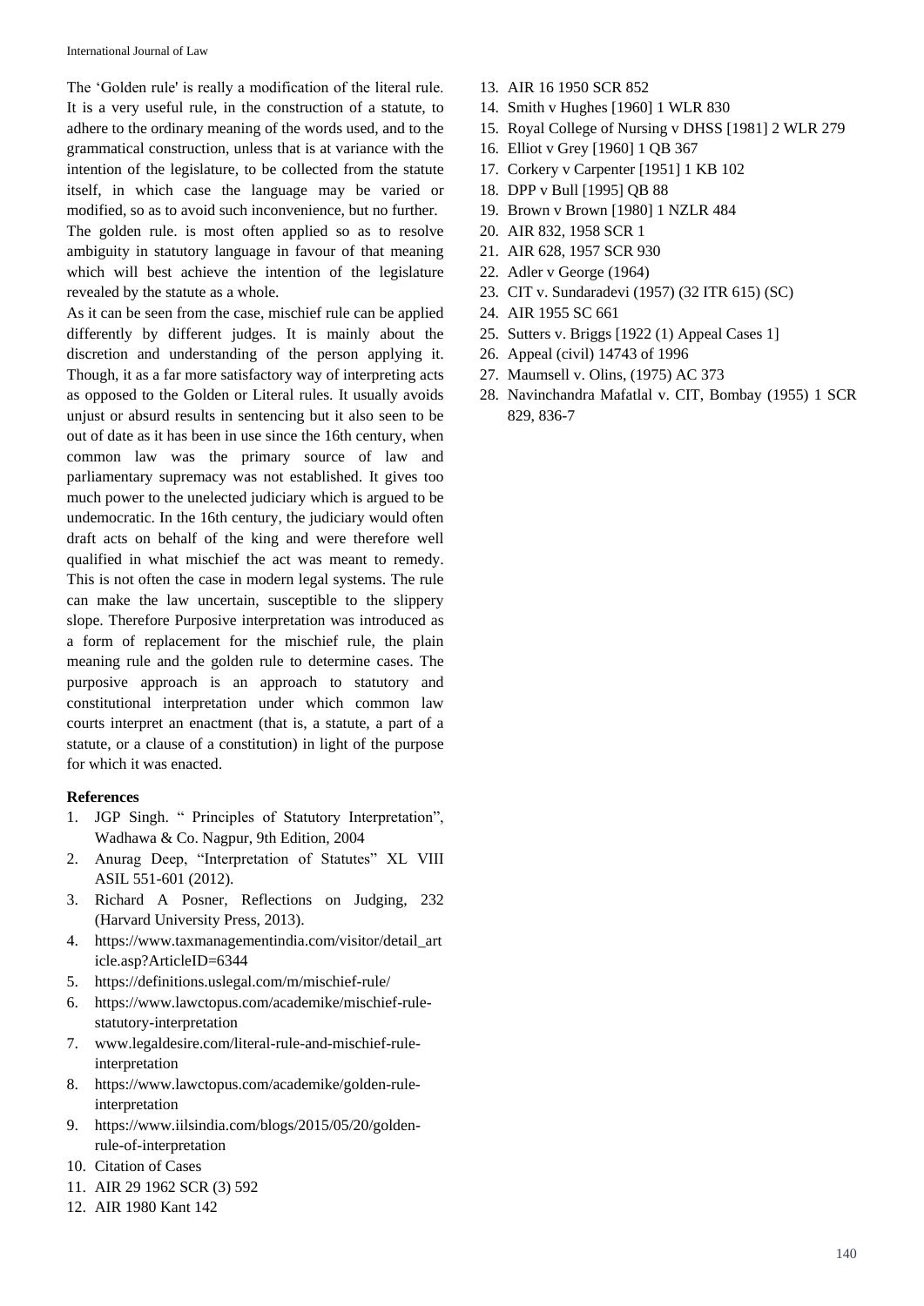The 'Golden rule' is really a modification of the literal rule. It is a very useful rule, in the construction of a statute, to adhere to the ordinary meaning of the words used, and to the grammatical construction, unless that is at variance with the intention of the legislature, to be collected from the statute itself, in which case the language may be varied or modified, so as to avoid such inconvenience, but no further.

The golden rule. is most often applied so as to resolve ambiguity in statutory language in favour of that meaning which will best achieve the intention of the legislature revealed by the statute as a whole.

As it can be seen from the case, mischief rule can be applied differently by different judges. It is mainly about the discretion and understanding of the person applying it. Though, it as a far more satisfactory way of interpreting acts as opposed to the Golden or Literal rules. It usually avoids unjust or absurd results in sentencing but it also seen to be out of date as it has been in use since the 16th century, when common law was the primary source of law and parliamentary supremacy was not established. It gives too much power to the unelected judiciary which is argued to be undemocratic. In the 16th century, the judiciary would often draft acts on behalf of the king and were therefore well qualified in what mischief the act was meant to remedy. This is not often the case in modern legal systems. The rule can make the law uncertain, susceptible to the slippery slope. Therefore Purposive interpretation was introduced as a form of replacement for the mischief rule, the plain meaning rule and the golden rule to determine cases. The purposive approach is an approach to statutory and constitutional interpretation under which common law courts interpret an enactment (that is, a statute, a part of a statute, or a clause of a constitution) in light of the purpose for which it was enacted.

**References**

1. JGP Singh. " Principles of Statutory Interpretation", Wadhawa & Co. Nagpur, 9th Edition, 2004
2. Anurag Deep, "Interpretation of Statutes" XL VIII ASIL 551-601 (2012).
3. Richard A Posner, Reflections on Judging, 232 (Harvard University Press, 2013).
4. https://www.taxmanagementindia.com/visitor/detail_article.asp?ArticleID=6344
5. https://definitions.uslegal.com/m/mischief-rule/
6. https://www.lawctopus.com/academike/mischief-rule-statutory-interpretation
7. www.legaldesire.com/literal-rule-and-mischief-rule-interpretation
8. https://www.lawctopus.com/academike/golden-rule-interpretation
9. https://www.iilsindia.com/blogs/2015/05/20/golden-rule-of-interpretation
10. Citation of Cases
11. AIR 29 1962 SCR (3) 592
12. AIR 1980 Kant 142
13. AIR 16 1950 SCR 852
14. Smith v Hughes [1960] 1 WLR 830
15. Royal College of Nursing v DHSS [1981] 2 WLR 279
16. Elliot v Grey [1960] 1 QB 367
17. Corkery v Carpenter [1951] 1 KB 102
18. DPP v Bull [1995] QB 88
19. Brown v Brown [1980] 1 NZLR 484
20. AIR 832, 1958 SCR 1
21. AIR 628, 1957 SCR 930
22. Adler v George (1964)
23. CIT v. Sundaradevi (1957) (32 ITR 615) (SC)
24. AIR 1955 SC 661
25. Sutters v. Briggs [1922 (1) Appeal Cases 1]
26. Appeal (civil) 14743 of 1996
27. Maumsell v. Olins, (1975) AC 373
28. Navinchandra Mafatlal v. CIT, Bombay (1955) 1 SCR 829, 836-7